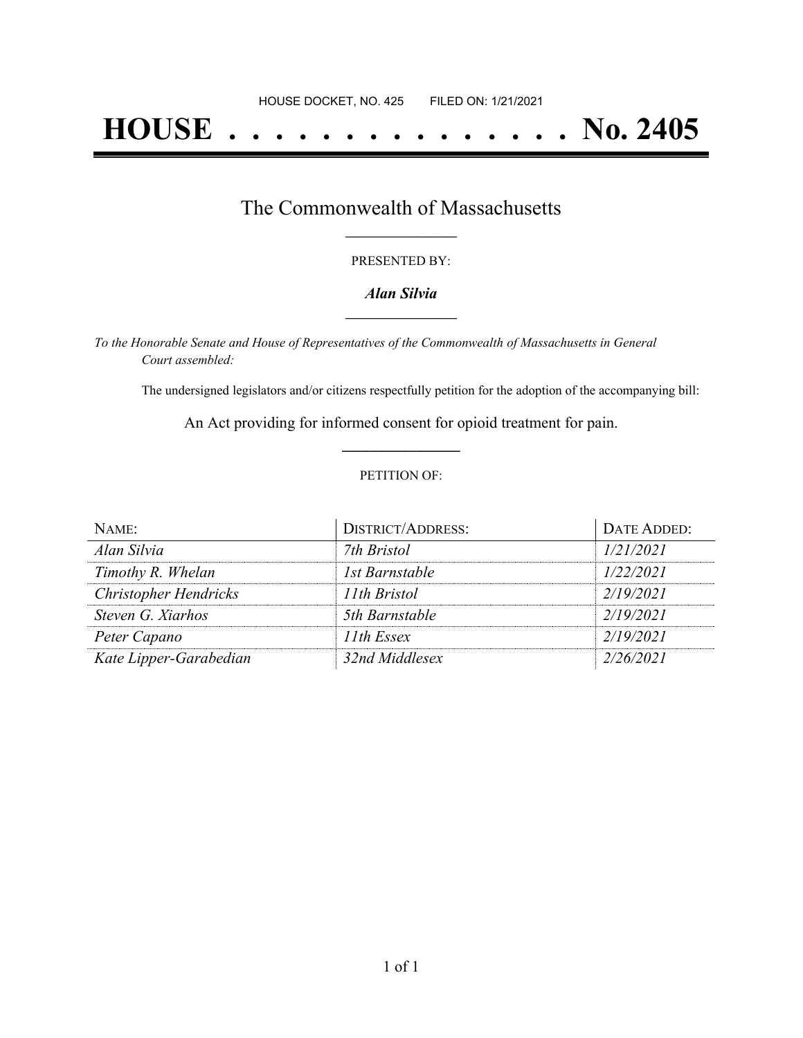HOUSE DOCKET, NO. 425 FILED ON: 1/21/2021

# HOUSE . . . . . . . . . . . . . . . No. 2405

## The Commonwealth of Massachusetts

PRESENTED BY:

***Alan Silvia***

*To the Honorable Senate and House of Representatives of the Commonwealth of Massachusetts in General Court assembled:*

The undersigned legislators and/or citizens respectfully petition for the adoption of the accompanying bill:

An Act providing for informed consent for opioid treatment for pain.

PETITION OF:

| NAME: | DISTRICT/ADDRESS: | DATE ADDED: |
| --- | --- | --- |
| *Alan Silvia* | *7th Bristol* | *1/21/2021* |
| *Timothy R. Whelan* | *1st Barnstable* | *1/22/2021* |
| *Christopher Hendricks* | *11th Bristol* | *2/19/2021* |
| *Steven G. Xiarhos* | *5th Barnstable* | *2/19/2021* |
| *Peter Capano* | *11th Essex* | *2/19/2021* |
| *Kate Lipper-Garabedian* | *32nd Middlesex* | *2/26/2021* |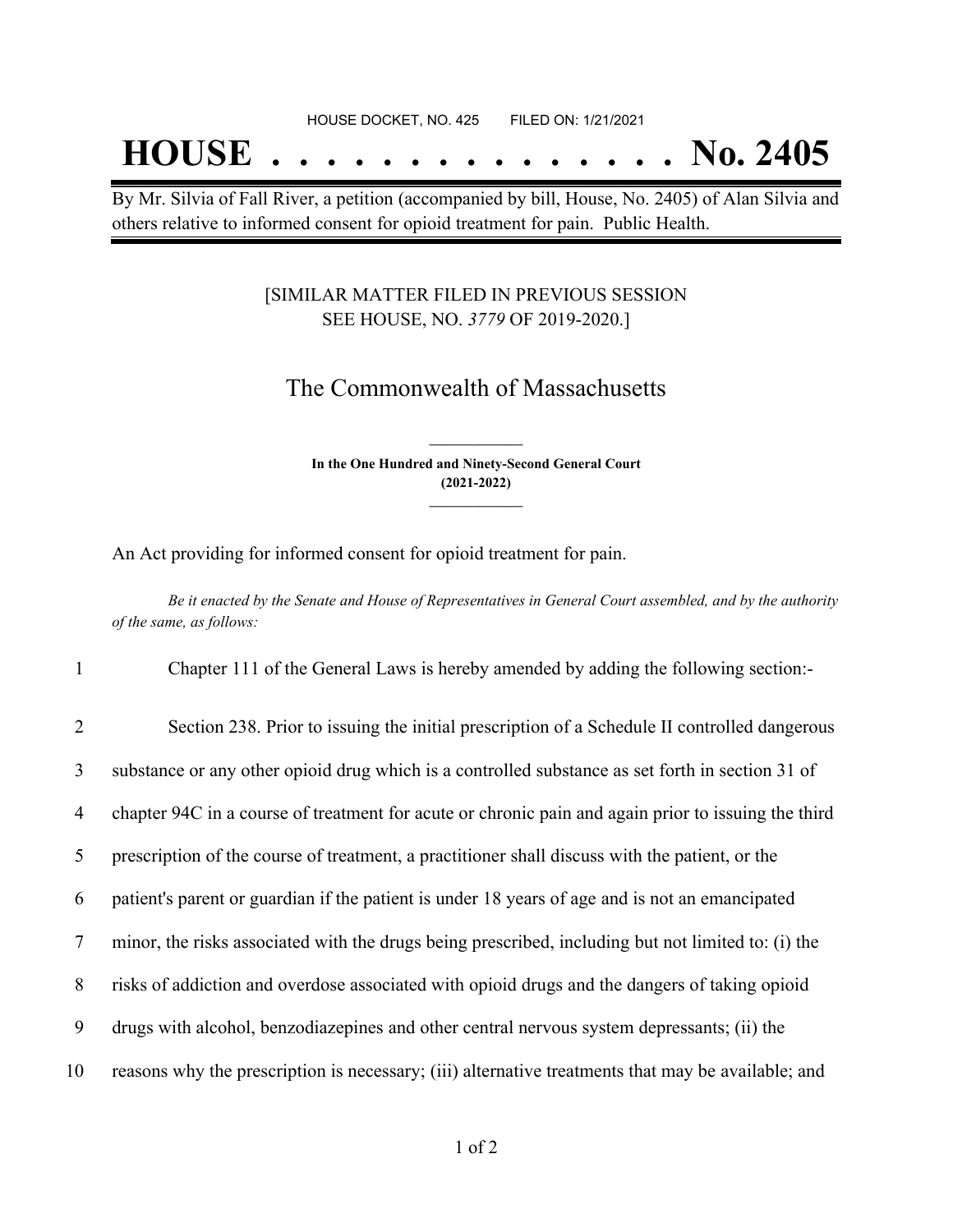HOUSE DOCKET, NO. 425 FILED ON: 1/21/2021

# HOUSE . . . . . . . . . . . . . . . No. 2405

By Mr. Silvia of Fall River, a petition (accompanied by bill, House, No. 2405) of Alan Silvia and others relative to informed consent for opioid treatment for pain. Public Health.

[SIMILAR MATTER FILED IN PREVIOUS SESSION
SEE HOUSE, NO. *3779* OF 2019-2020.]

## The Commonwealth of Massachusetts

**In the One Hundred and Ninety-Second General Court**
**(2021-2022)**

An Act providing for informed consent for opioid treatment for pain.

*Be it enacted by the Senate and House of Representatives in General Court assembled, and by the authority of the same, as follows:*

1 Chapter 111 of the General Laws is hereby amended by adding the following section:-

2 Section 238. Prior to issuing the initial prescription of a Schedule II controlled dangerous
3 substance or any other opioid drug which is a controlled substance as set forth in section 31 of
4 chapter 94C in a course of treatment for acute or chronic pain and again prior to issuing the third
5 prescription of the course of treatment, a practitioner shall discuss with the patient, or the
6 patient's parent or guardian if the patient is under 18 years of age and is not an emancipated
7 minor, the risks associated with the drugs being prescribed, including but not limited to: (i) the
8 risks of addiction and overdose associated with opioid drugs and the dangers of taking opioid
9 drugs with alcohol, benzodiazepines and other central nervous system depressants; (ii) the
10 reasons why the prescription is necessary; (iii) alternative treatments that may be available; and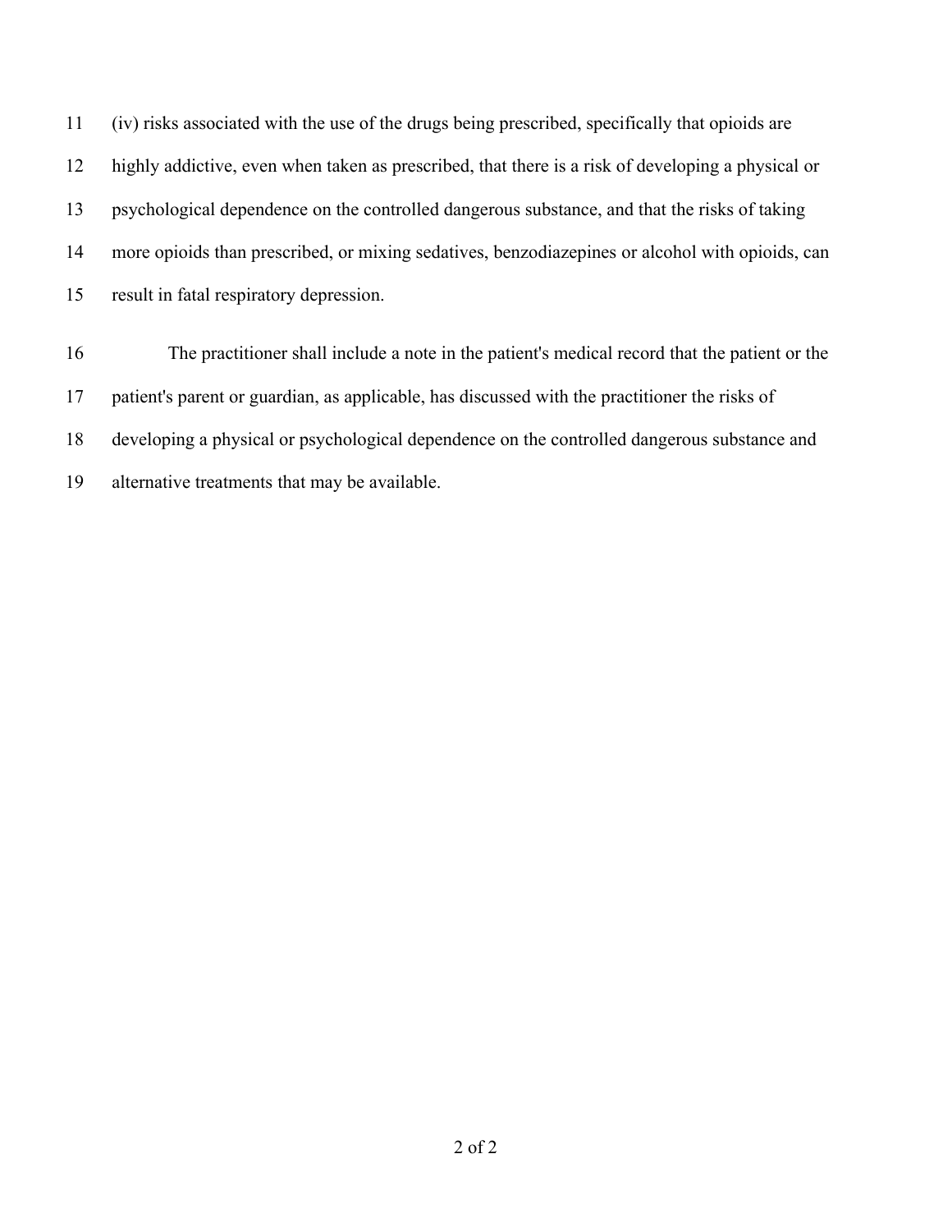(iv) risks associated with the use of the drugs being prescribed, specifically that opioids are highly addictive, even when taken as prescribed, that there is a risk of developing a physical or psychological dependence on the controlled dangerous substance, and that the risks of taking more opioids than prescribed, or mixing sedatives, benzodiazepines or alcohol with opioids, can result in fatal respiratory depression.

The practitioner shall include a note in the patient's medical record that the patient or the patient's parent or guardian, as applicable, has discussed with the practitioner the risks of developing a physical or psychological dependence on the controlled dangerous substance and alternative treatments that may be available.